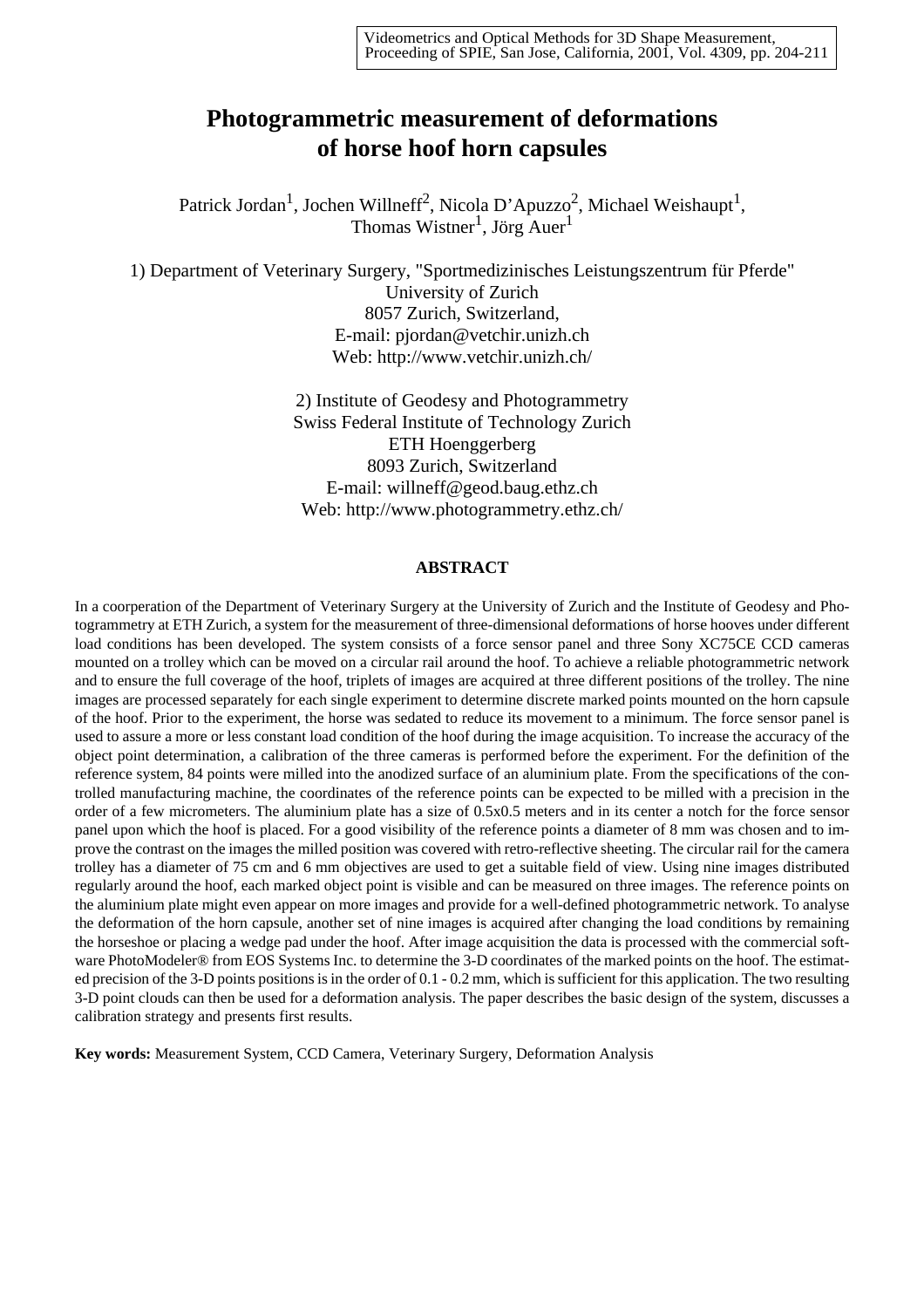Videometrics and Optical Methods for 3D Shape Measurement, Proceeding of SPIE, San Jose, California, 2001, Vol. 4309, pp. 204-211

# Photogrammetric measurement of deformations of horse hoof horn capsules

Patrick Jordan[1], Jochen Willneff[2], Nicola D'Apuzzo[2], Michael Weishaupt[1], Thomas Wistner[1], Jörg Auer[1]

1) Department of Veterinary Surgery, "Sportmedizinisches Leistungszentrum für Pferde"
University of Zurich
8057 Zurich, Switzerland,
E-mail: pjordan@vetchir.unizh.ch
Web: http://www.vetchir.unizh.ch/

2) Institute of Geodesy and Photogrammetry
Swiss Federal Institute of Technology Zurich
ETH Hoenggerberg
8093 Zurich, Switzerland
E-mail: willneff@geod.baug.ethz.ch
Web: http://www.photogrammetry.ethz.ch/

## ABSTRACT

In a coorperation of the Department of Veterinary Surgery at the University of Zurich and the Institute of Geodesy and Photogrammetry at ETH Zurich, a system for the measurement of three-dimensional deformations of horse hooves under different load conditions has been developed. The system consists of a force sensor panel and three Sony XC75CE CCD cameras mounted on a trolley which can be moved on a circular rail around the hoof. To achieve a reliable photogrammetric network and to ensure the full coverage of the hoof, triplets of images are acquired at three different positions of the trolley. The nine images are processed separately for each single experiment to determine discrete marked points mounted on the horn capsule of the hoof. Prior to the experiment, the horse was sedated to reduce its movement to a minimum. The force sensor panel is used to assure a more or less constant load condition of the hoof during the image acquisition. To increase the accuracy of the object point determination, a calibration of the three cameras is performed before the experiment. For the definition of the reference system, 84 points were milled into the anodized surface of an aluminium plate. From the specifications of the controlled manufacturing machine, the coordinates of the reference points can be expected to be milled with a precision in the order of a few micrometers. The aluminium plate has a size of 0.5x0.5 meters and in its center a notch for the force sensor panel upon which the hoof is placed. For a good visibility of the reference points a diameter of 8 mm was chosen and to improve the contrast on the images the milled position was covered with retro-reflective sheeting. The circular rail for the camera trolley has a diameter of 75 cm and 6 mm objectives are used to get a suitable field of view. Using nine images distributed regularly around the hoof, each marked object point is visible and can be measured on three images. The reference points on the aluminium plate might even appear on more images and provide for a well-defined photogrammetric network. To analyse the deformation of the horn capsule, another set of nine images is acquired after changing the load conditions by remaining the horseshoe or placing a wedge pad under the hoof. After image acquisition the data is processed with the commercial software PhotoModeler® from EOS Systems Inc. to determine the 3-D coordinates of the marked points on the hoof. The estimated precision of the 3-D points positions is in the order of 0.1 - 0.2 mm, which is sufficient for this application. The two resulting 3-D point clouds can then be used for a deformation analysis. The paper describes the basic design of the system, discusses a calibration strategy and presents first results.

**Key words:** Measurement System, CCD Camera, Veterinary Surgery, Deformation Analysis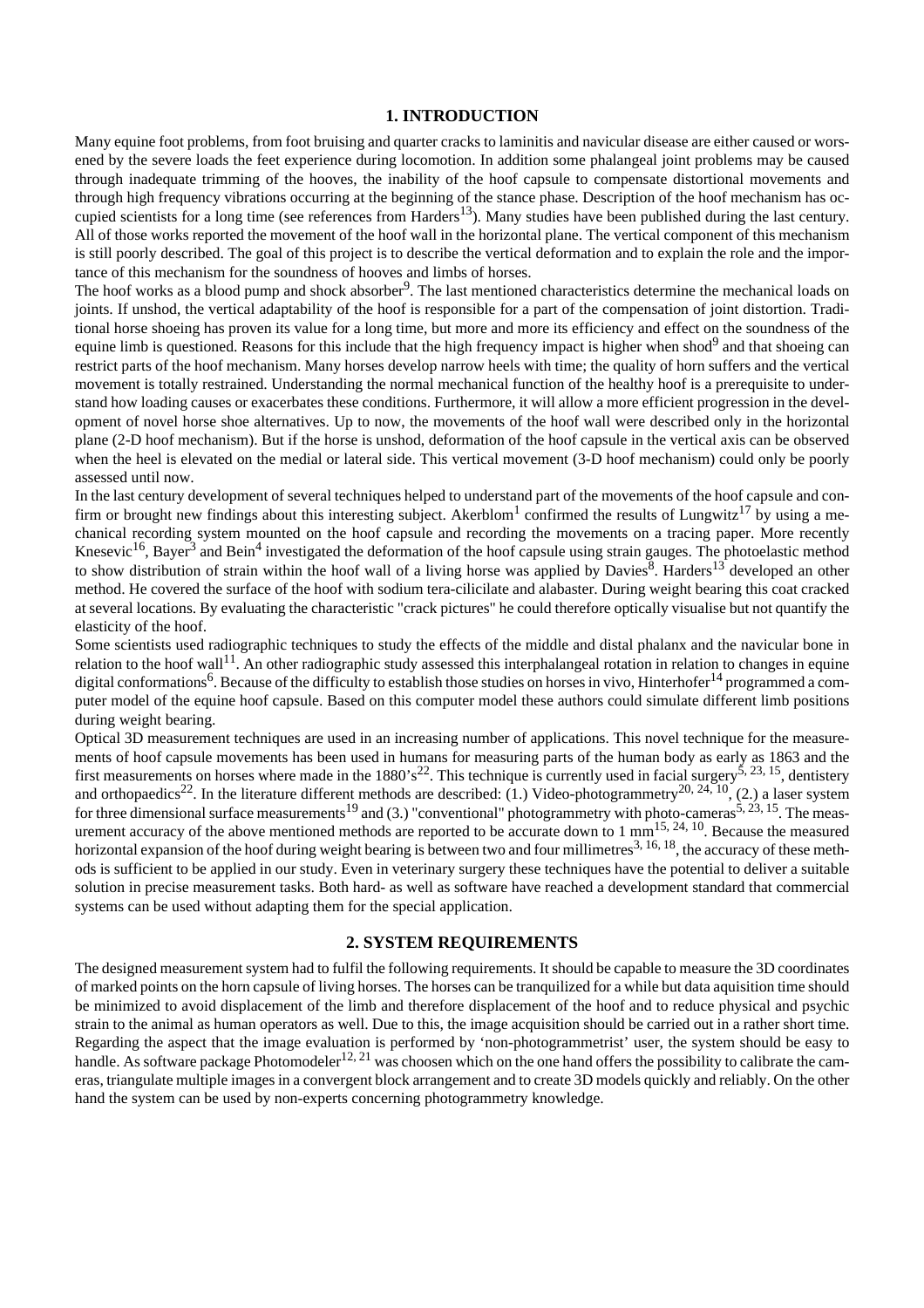## 1. INTRODUCTION

Many equine foot problems, from foot bruising and quarter cracks to laminitis and navicular disease are either caused or worsened by the severe loads the feet experience during locomotion. In addition some phalangeal joint problems may be caused through inadequate trimming of the hooves, the inability of the hoof capsule to compensate distortional movements and through high frequency vibrations occurring at the beginning of the stance phase. Description of the hoof mechanism has occupied scientists for a long time (see references from Harders[13]). Many studies have been published during the last century. All of those works reported the movement of the hoof wall in the horizontal plane. The vertical component of this mechanism is still poorly described. The goal of this project is to describe the vertical deformation and to explain the role and the importance of this mechanism for the soundness of hooves and limbs of horses.

The hoof works as a blood pump and shock absorber[9]. The last mentioned characteristics determine the mechanical loads on joints. If unshod, the vertical adaptability of the hoof is responsible for a part of the compensation of joint distortion. Traditional horse shoeing has proven its value for a long time, but more and more its efficiency and effect on the soundness of the equine limb is questioned. Reasons for this include that the high frequency impact is higher when shod[9] and that shoeing can restrict parts of the hoof mechanism. Many horses develop narrow heels with time; the quality of horn suffers and the vertical movement is totally restrained. Understanding the normal mechanical function of the healthy hoof is a prerequisite to understand how loading causes or exacerbates these conditions. Furthermore, it will allow a more efficient progression in the development of novel horse shoe alternatives. Up to now, the movements of the hoof wall were described only in the horizontal plane (2-D hoof mechanism). But if the horse is unshod, deformation of the hoof capsule in the vertical axis can be observed when the heel is elevated on the medial or lateral side. This vertical movement (3-D hoof mechanism) could only be poorly assessed until now.

In the last century development of several techniques helped to understand part of the movements of the hoof capsule and confirm or brought new findings about this interesting subject. Akerblom[1] confirmed the results of Lungwitz[17] by using a mechanical recording system mounted on the hoof capsule and recording the movements on a tracing paper. More recently Knesevic[16], Bayer[3] and Bein[4] investigated the deformation of the hoof capsule using strain gauges. The photoelastic method to show distribution of strain within the hoof wall of a living horse was applied by Davies[8]. Harders[13] developed an other method. He covered the surface of the hoof with sodium tera-cilicilate and alabaster. During weight bearing this coat cracked at several locations. By evaluating the characteristic "crack pictures" he could therefore optically visualise but not quantify the elasticity of the hoof.

Some scientists used radiographic techniques to study the effects of the middle and distal phalanx and the navicular bone in relation to the hoof wall[11]. An other radiographic study assessed this interphalangeal rotation in relation to changes in equine digital conformations[6]. Because of the difficulty to establish those studies on horses in vivo, Hinterhofer[14] programmed a computer model of the equine hoof capsule. Based on this computer model these authors could simulate different limb positions during weight bearing.

Optical 3D measurement techniques are used in an increasing number of applications. This novel technique for the measurements of hoof capsule movements has been used in humans for measuring parts of the human body as early as 1863 and the first measurements on horses where made in the 1880's[22]. This technique is currently used in facial surgery[5, 23, 15], dentistery and orthopaedics[22]. In the literature different methods are described: (1.) Video-photogrammetry[20, 24, 10], (2.) a laser system for three dimensional surface measurements[19] and (3.) "conventional" photogrammetry with photo-cameras[5, 23, 15]. The measurement accuracy of the above mentioned methods are reported to be accurate down to 1 mm[15, 24, 10]. Because the measured horizontal expansion of the hoof during weight bearing is between two and four millimetres[3, 16, 18], the accuracy of these methods is sufficient to be applied in our study. Even in veterinary surgery these techniques have the potential to deliver a suitable solution in precise measurement tasks. Both hard- as well as software have reached a development standard that commercial systems can be used without adapting them for the special application.

## 2. SYSTEM REQUIREMENTS

The designed measurement system had to fulfil the following requirements. It should be capable to measure the 3D coordinates of marked points on the horn capsule of living horses. The horses can be tranquilized for a while but data aquisition time should be minimized to avoid displacement of the limb and therefore displacement of the hoof and to reduce physical and psychic strain to the animal as human operators as well. Due to this, the image acquisition should be carried out in a rather short time. Regarding the aspect that the image evaluation is performed by 'non-photogrammetrist' user, the system should be easy to handle. As software package Photomodeler[12, 21] was choosen which on the one hand offers the possibility to calibrate the cameras, triangulate multiple images in a convergent block arrangement and to create 3D models quickly and reliably. On the other hand the system can be used by non-experts concerning photogrammetry knowledge.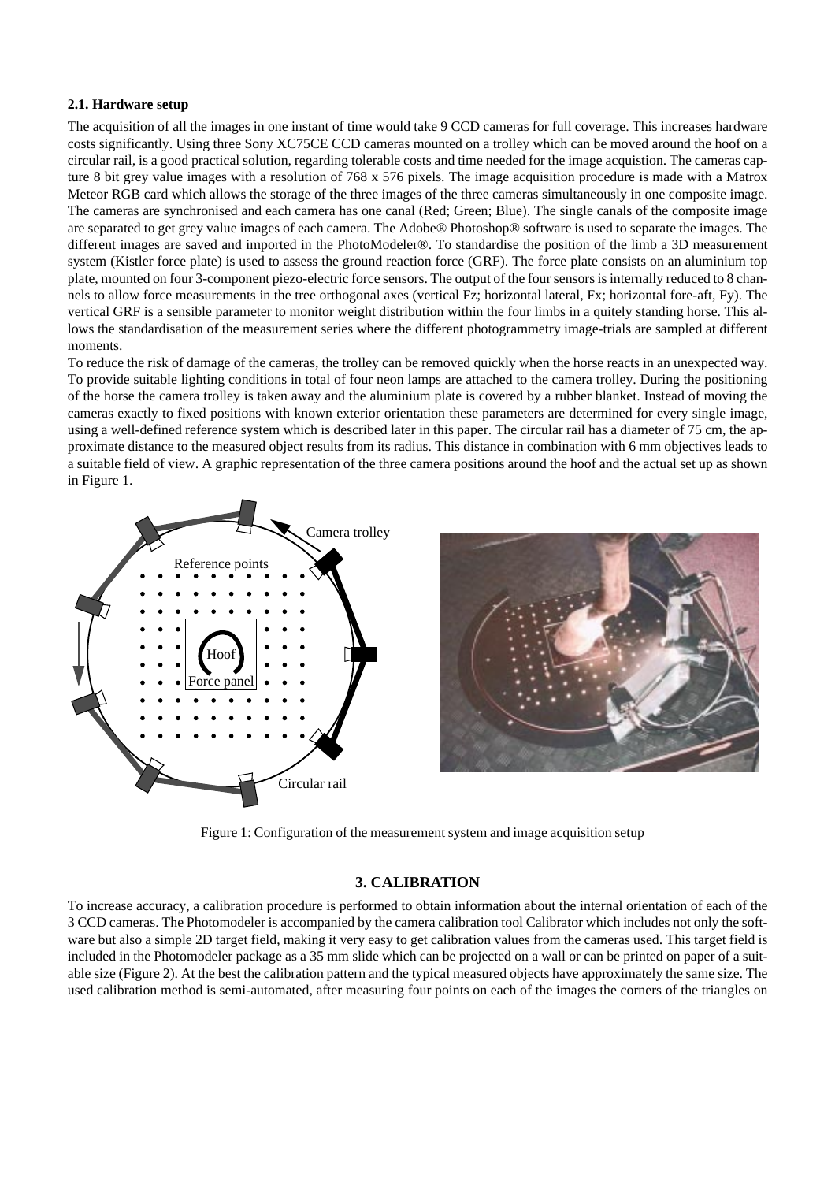### 2.1. Hardware setup

The acquisition of all the images in one instant of time would take 9 CCD cameras for full coverage. This increases hardware costs significantly. Using three Sony XC75CE CCD cameras mounted on a trolley which can be moved around the hoof on a circular rail, is a good practical solution, regarding tolerable costs and time needed for the image acquistion. The cameras capture 8 bit grey value images with a resolution of 768 x 576 pixels. The image acquisition procedure is made with a Matrox Meteor RGB card which allows the storage of the three images of the three cameras simultaneously in one composite image. The cameras are synchronised and each camera has one canal (Red; Green; Blue). The single canals of the composite image are separated to get grey value images of each camera. The Adobe® Photoshop® software is used to separate the images. The different images are saved and imported in the PhotoModeler®. To standardise the position of the limb a 3D measurement system (Kistler force plate) is used to assess the ground reaction force (GRF). The force plate consists on an aluminium top plate, mounted on four 3-component piezo-electric force sensors. The output of the four sensors is internally reduced to 8 channels to allow force measurements in the tree orthogonal axes (vertical Fz; horizontal lateral, Fx; horizontal fore-aft, Fy). The vertical GRF is a sensible parameter to monitor weight distribution within the four limbs in a quitely standing horse. This allows the standardisation of the measurement series where the different photogrammetry image-trials are sampled at different moments.

To reduce the risk of damage of the cameras, the trolley can be removed quickly when the horse reacts in an unexpected way. To provide suitable lighting conditions in total of four neon lamps are attached to the camera trolley. During the positioning of the horse the camera trolley is taken away and the aluminium plate is covered by a rubber blanket. Instead of moving the cameras exactly to fixed positions with known exterior orientation these parameters are determined for every single image, using a well-defined reference system which is described later in this paper. The circular rail has a diameter of 75 cm, the approximate distance to the measured object results from its radius. This distance in combination with 6 mm objectives leads to a suitable field of view. A graphic representation of the three camera positions around the hoof and the actual set up as shown in Figure 1.

Figure 1: Configuration of the measurement system and image acquisition setup

## 3. CALIBRATION

To increase accuracy, a calibration procedure is performed to obtain information about the internal orientation of each of the 3 CCD cameras. The Photomodeler is accompanied by the camera calibration tool Calibrator which includes not only the software but also a simple 2D target field, making it very easy to get calibration values from the cameras used. This target field is included in the Photomodeler package as a 35 mm slide which can be projected on a wall or can be printed on paper of a suitable size (Figure 2). At the best the calibration pattern and the typical measured objects have approximately the same size. The used calibration method is semi-automated, after measuring four points on each of the images the corners of the triangles on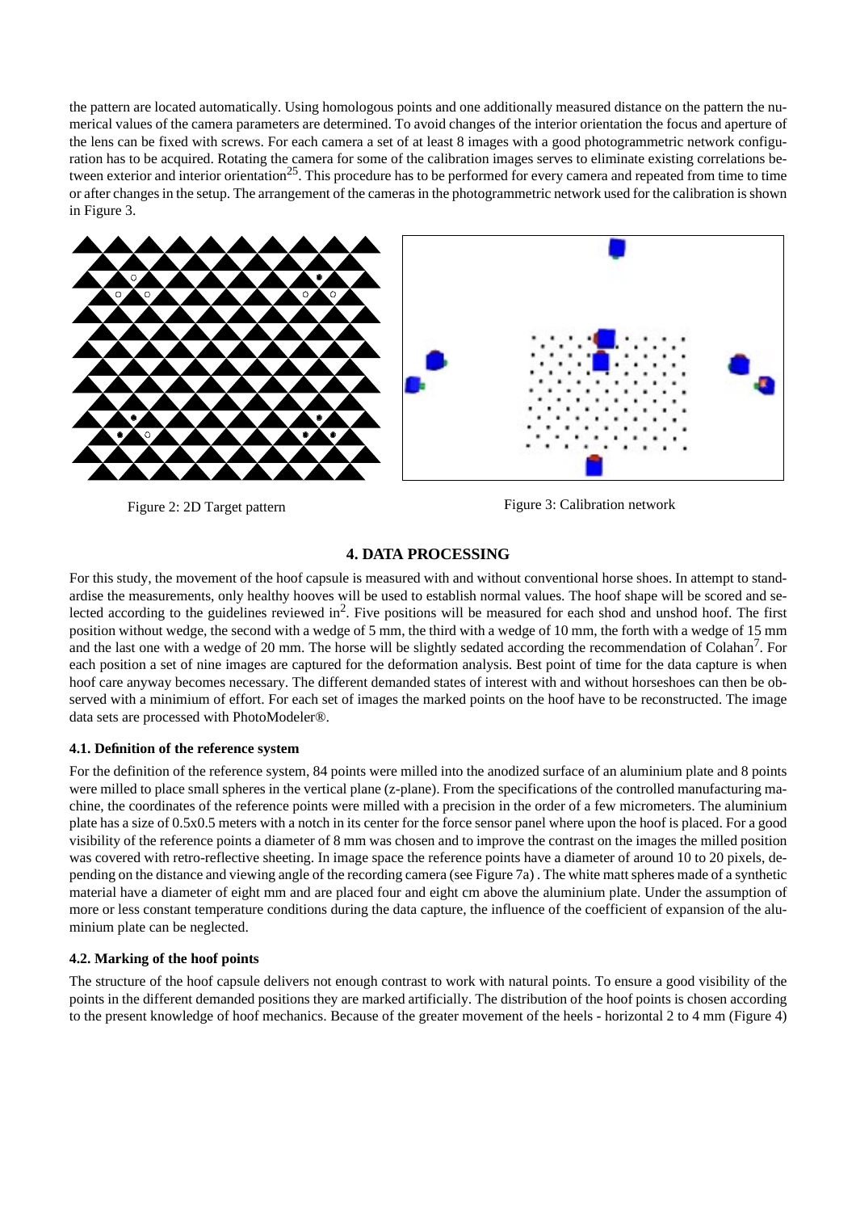the pattern are located automatically. Using homologous points and one additionally measured distance on the pattern the numerical values of the camera parameters are determined. To avoid changes of the interior orientation the focus and aperture of the lens can be fixed with screws. For each camera a set of at least 8 images with a good photogrammetric network configuration has to be acquired. Rotating the camera for some of the calibration images serves to eliminate existing correlations between exterior and interior orientation[25]. This procedure has to be performed for every camera and repeated from time to time or after changes in the setup. The arrangement of the cameras in the photogrammetric network used for the calibration is shown in Figure 3.

Figure 2: 2D Target pattern

Figure 3: Calibration network

## 4. DATA PROCESSING

For this study, the movement of the hoof capsule is measured with and without conventional horse shoes. In attempt to standardise the measurements, only healthy hooves will be used to establish normal values. The hoof shape will be scored and selected according to the guidelines reviewed in[2]. Five positions will be measured for each shod and unshod hoof. The first position without wedge, the second with a wedge of 5 mm, the third with a wedge of 10 mm, the forth with a wedge of 15 mm and the last one with a wedge of 20 mm. The horse will be slightly sedated according the recommendation of Colahan[7]. For each position a set of nine images are captured for the deformation analysis. Best point of time for the data capture is when hoof care anyway becomes necessary. The different demanded states of interest with and without horseshoes can then be observed with a minimium of effort. For each set of images the marked points on the hoof have to be reconstructed. The image data sets are processed with PhotoModeler®.

### 4.1. Definition of the reference system

For the definition of the reference system, 84 points were milled into the anodized surface of an aluminium plate and 8 points were milled to place small spheres in the vertical plane (z-plane). From the specifications of the controlled manufacturing machine, the coordinates of the reference points were milled with a precision in the order of a few micrometers. The aluminium plate has a size of 0.5x0.5 meters with a notch in its center for the force sensor panel where upon the hoof is placed. For a good visibility of the reference points a diameter of 8 mm was chosen and to improve the contrast on the images the milled position was covered with retro-reflective sheeting. In image space the reference points have a diameter of around 10 to 20 pixels, depending on the distance and viewing angle of the recording camera (see Figure 7a) . The white matt spheres made of a synthetic material have a diameter of eight mm and are placed four and eight cm above the aluminium plate. Under the assumption of more or less constant temperature conditions during the data capture, the influence of the coefficient of expansion of the aluminium plate can be neglected.

### 4.2. Marking of the hoof points

The structure of the hoof capsule delivers not enough contrast to work with natural points. To ensure a good visibility of the points in the different demanded positions they are marked artificially. The distribution of the hoof points is chosen according to the present knowledge of hoof mechanics. Because of the greater movement of the heels - horizontal 2 to 4 mm (Figure 4)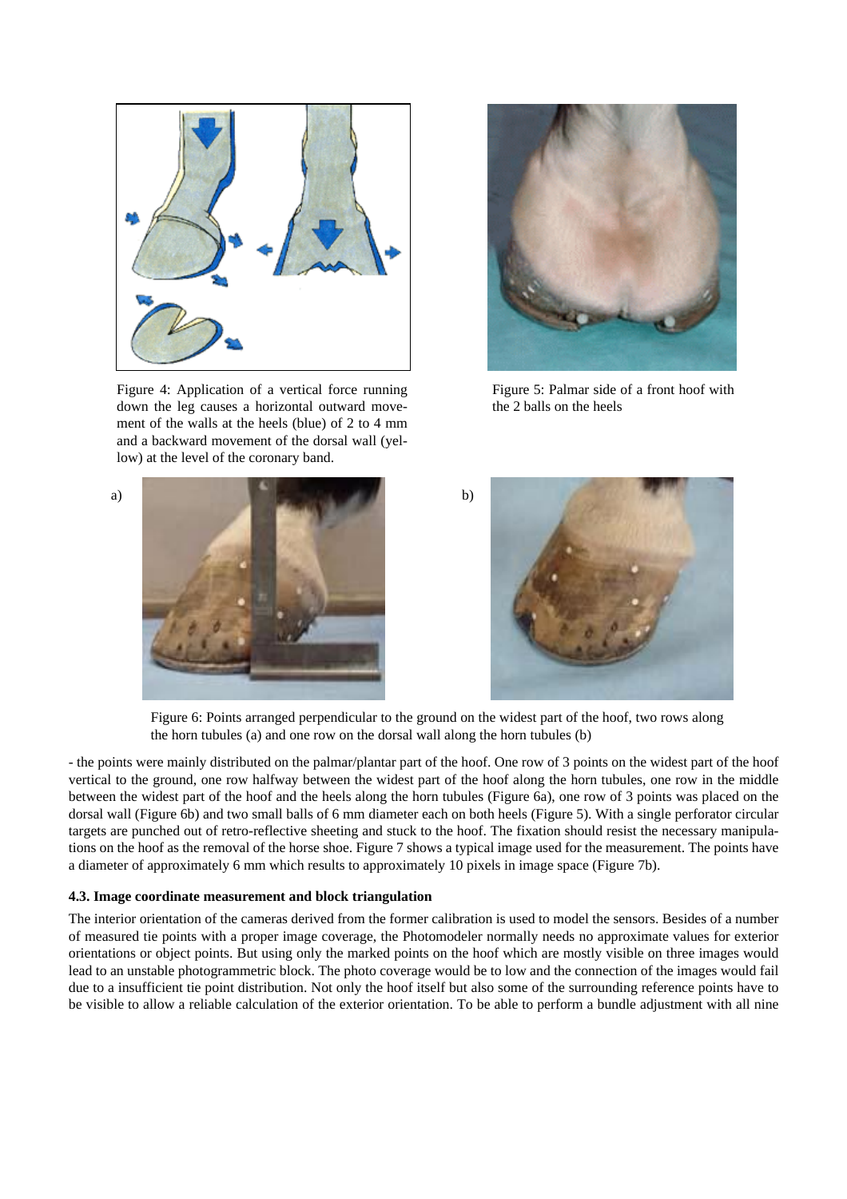Figure 4: Application of a vertical force running down the leg causes a horizontal outward movement of the walls at the heels (blue) of 2 to 4 mm and a backward movement of the dorsal wall (yellow) at the level of the coronary band.

Figure 5: Palmar side of a front hoof with the 2 balls on the heels

Figure 6: Points arranged perpendicular to the ground on the widest part of the hoof, two rows along the horn tubules (a) and one row on the dorsal wall along the horn tubules (b)

- the points were mainly distributed on the palmar/plantar part of the hoof. One row of 3 points on the widest part of the hoof vertical to the ground, one row halfway between the widest part of the hoof along the horn tubules, one row in the middle between the widest part of the hoof and the heels along the horn tubules (Figure 6a), one row of 3 points was placed on the dorsal wall (Figure 6b) and two small balls of 6 mm diameter each on both heels (Figure 5). With a single perforator circular targets are punched out of retro-reflective sheeting and stuck to the hoof. The fixation should resist the necessary manipulations on the hoof as the removal of the horse shoe. Figure 7 shows a typical image used for the measurement. The points have a diameter of approximately 6 mm which results to approximately 10 pixels in image space (Figure 7b).

### 4.3. Image coordinate measurement and block triangulation

The interior orientation of the cameras derived from the former calibration is used to model the sensors. Besides of a number of measured tie points with a proper image coverage, the Photomodeler normally needs no approximate values for exterior orientations or object points. But using only the marked points on the hoof which are mostly visible on three images would lead to an unstable photogrammetric block. The photo coverage would be to low and the connection of the images would fail due to a insufficient tie point distribution. Not only the hoof itself but also some of the surrounding reference points have to be visible to allow a reliable calculation of the exterior orientation. To be able to perform a bundle adjustment with all nine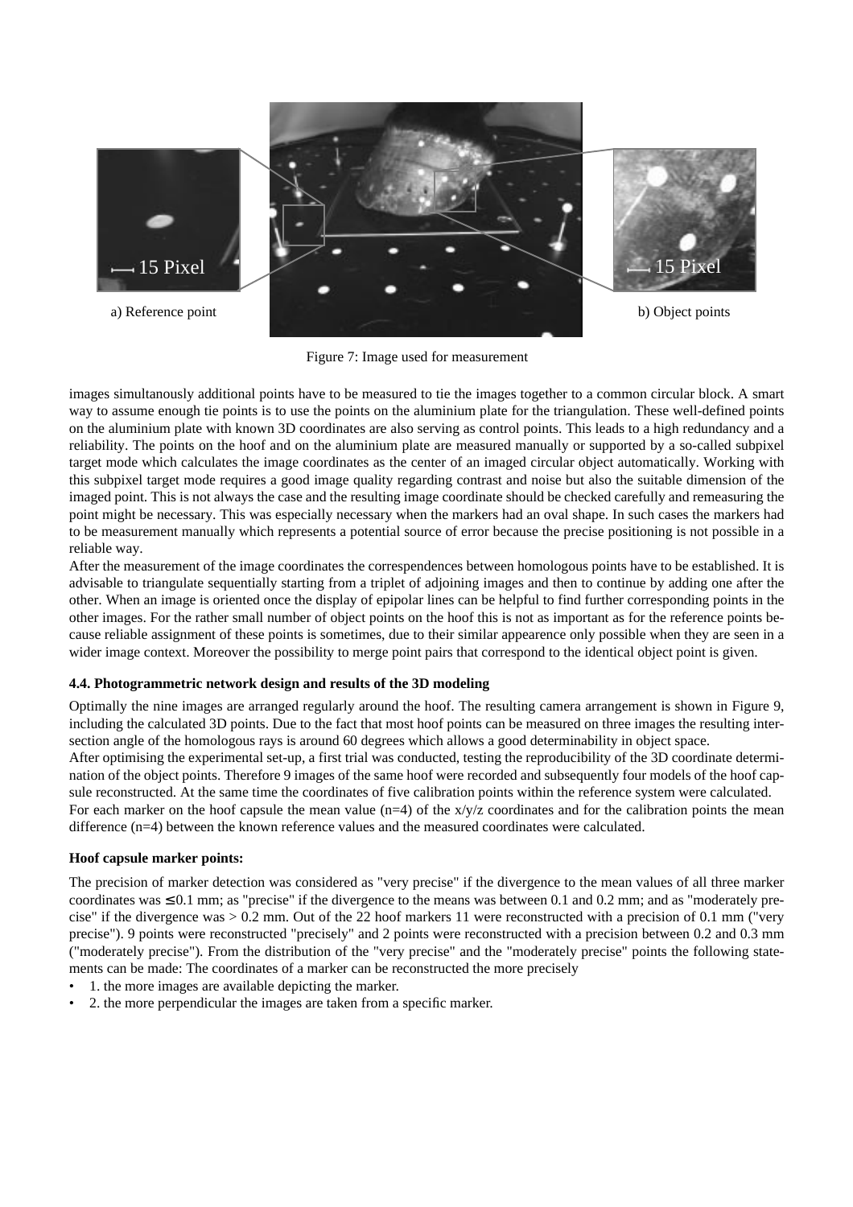a) Reference point

b) Object points

Figure 7: Image used for measurement

images simultanously additional points have to be measured to tie the images together to a common circular block. A smart way to assume enough tie points is to use the points on the aluminium plate for the triangulation. These well-defined points on the aluminium plate with known 3D coordinates are also serving as control points. This leads to a high redundancy and a reliability. The points on the hoof and on the aluminium plate are measured manually or supported by a so-called subpixel target mode which calculates the image coordinates as the center of an imaged circular object automatically. Working with this subpixel target mode requires a good image quality regarding contrast and noise but also the suitable dimension of the imaged point. This is not always the case and the resulting image coordinate should be checked carefully and remeasuring the point might be necessary. This was especially necessary when the markers had an oval shape. In such cases the markers had to be measurement manually which represents a potential source of error because the precise positioning is not possible in a reliable way.

After the measurement of the image coordinates the correspondences between homologous points have to be established. It is advisable to triangulate sequentially starting from a triplet of adjoining images and then to continue by adding one after the other. When an image is oriented once the display of epipolar lines can be helpful to find further corresponding points in the other images. For the rather small number of object points on the hoof this is not as important as for the reference points because reliable assignment of these points is sometimes, due to their similar appearence only possible when they are seen in a wider image context. Moreover the possibility to merge point pairs that correspond to the identical object point is given.

### 4.4. Photogrammetric network design and results of the 3D modeling

Optimally the nine images are arranged regularly around the hoof. The resulting camera arrangement is shown in Figure 9, including the calculated 3D points. Due to the fact that most hoof points can be measured on three images the resulting intersection angle of the homologous rays is around 60 degrees which allows a good determinability in object space.

After optimising the experimental set-up, a first trial was conducted, testing the reproducibility of the 3D coordinate determination of the object points. Therefore 9 images of the same hoof were recorded and subsequently four models of the hoof capsule reconstructed. At the same time the coordinates of five calibration points within the reference system were calculated.

For each marker on the hoof capsule the mean value (n=4) of the x/y/z coordinates and for the calibration points the mean difference (n=4) between the known reference values and the measured coordinates were calculated.

**Hoof capsule marker points:**

The precision of marker detection was considered as "very precise" if the divergence to the mean values of all three marker coordinates was ≤ 0.1 mm; as "precise" if the divergence to the means was between 0.1 and 0.2 mm; and as "moderately precise" if the divergence was > 0.2 mm. Out of the 22 hoof markers 11 were reconstructed with a precision of 0.1 mm ("very precise"). 9 points were reconstructed "precisely" and 2 points were reconstructed with a precision between 0.2 and 0.3 mm ("moderately precise"). From the distribution of the "very precise" and the "moderately precise" points the following statements can be made: The coordinates of a marker can be reconstructed the more precisely

- 1. the more images are available depicting the marker.
- 2. the more perpendicular the images are taken from a specific marker.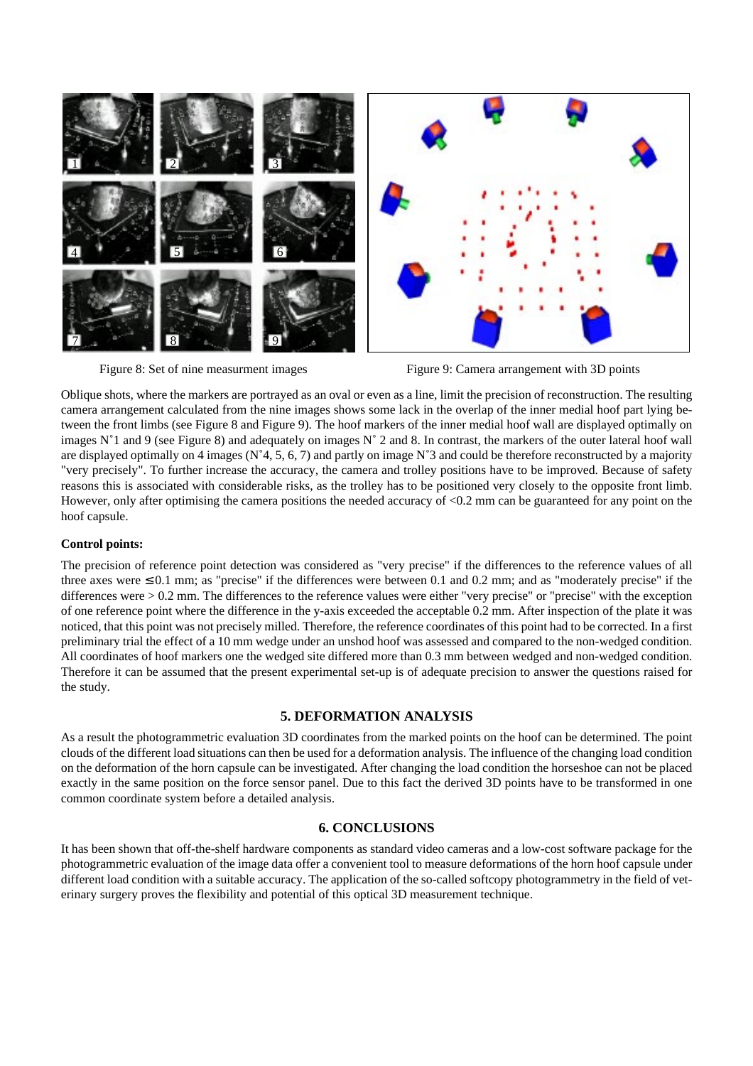Figure 8: Set of nine measurment images

Figure 9: Camera arrangement with 3D points

Oblique shots, where the markers are portrayed as an oval or even as a line, limit the precision of reconstruction. The resulting camera arrangement calculated from the nine images shows some lack in the overlap of the inner medial hoof part lying between the front limbs (see Figure 8 and Figure 9). The hoof markers of the inner medial hoof wall are displayed optimally on images N˚1 and 9 (see Figure 8) and adequately on images N˚ 2 and 8. In contrast, the markers of the outer lateral hoof wall are displayed optimally on 4 images (N˚4, 5, 6, 7) and partly on image N˚3 and could be therefore reconstructed by a majority "very precisely". To further increase the accuracy, the camera and trolley positions have to be improved. Because of safety reasons this is associated with considerable risks, as the trolley has to be positioned very closely to the opposite front limb. However, only after optimising the camera positions the needed accuracy of <0.2 mm can be guaranteed for any point on the hoof capsule.

**Control points:**

The precision of reference point detection was considered as "very precise" if the differences to the reference values of all three axes were ≤ 0.1 mm; as "precise" if the differences were between 0.1 and 0.2 mm; and as "moderately precise" if the differences were > 0.2 mm. The differences to the reference values were either "very precise" or "precise" with the exception of one reference point where the difference in the y-axis exceeded the acceptable 0.2 mm. After inspection of the plate it was noticed, that this point was not precisely milled. Therefore, the reference coordinates of this point had to be corrected. In a first preliminary trial the effect of a 10 mm wedge under an unshod hoof was assessed and compared to the non-wedged condition. All coordinates of hoof markers one the wedged site differed more than 0.3 mm between wedged and non-wedged condition. Therefore it can be assumed that the present experimental set-up is of adequate precision to answer the questions raised for the study.

## 5. DEFORMATION ANALYSIS

As a result the photogrammetric evaluation 3D coordinates from the marked points on the hoof can be determined. The point clouds of the different load situations can then be used for a deformation analysis. The influence of the changing load condition on the deformation of the horn capsule can be investigated. After changing the load condition the horseshoe can not be placed exactly in the same position on the force sensor panel. Due to this fact the derived 3D points have to be transformed in one common coordinate system before a detailed analysis.

## 6. CONCLUSIONS

It has been shown that off-the-shelf hardware components as standard video cameras and a low-cost software package for the photogrammetric evaluation of the image data offer a convenient tool to measure deformations of the horn hoof capsule under different load condition with a suitable accuracy. The application of the so-called softcopy photogrammetry in the field of veterinary surgery proves the flexibility and potential of this optical 3D measurement technique.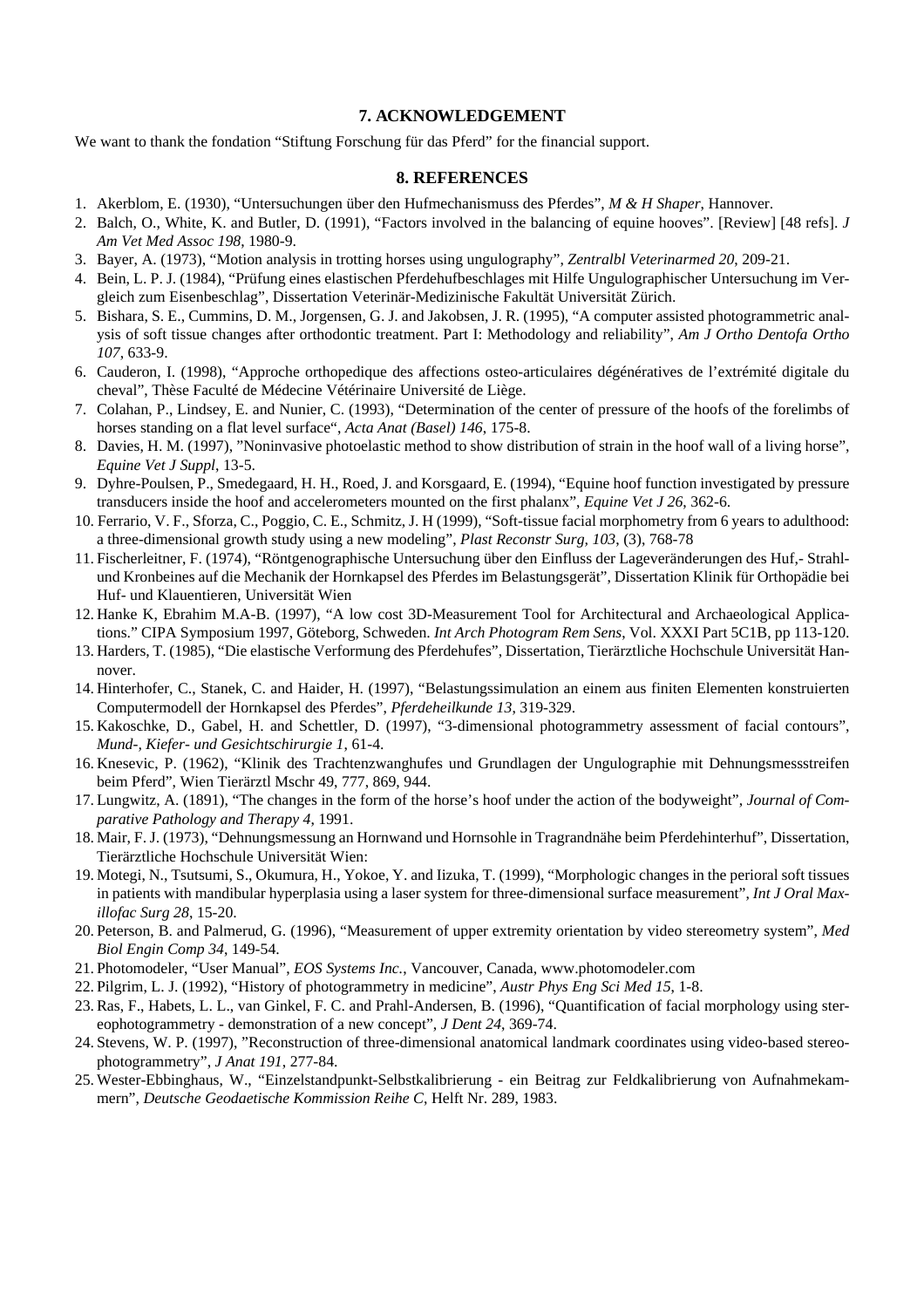## 7. ACKNOWLEDGEMENT

We want to thank the fondation "Stiftung Forschung für das Pferd" for the financial support.

## 8. REFERENCES

1. Akerblom, E. (1930), "Untersuchungen über den Hufmechanismuss des Pferdes", *M & H Shaper*, Hannover.
2. Balch, O., White, K. and Butler, D. (1991), "Factors involved in the balancing of equine hooves". [Review] [48 refs]. *J Am Vet Med Assoc 198*, 1980-9.
3. Bayer, A. (1973), "Motion analysis in trotting horses using ungulography", *Zentralbl Veterinarmed 20*, 209-21.
4. Bein, L. P. J. (1984), "Prüfung eines elastischen Pferdehufbeschlages mit Hilfe Ungulographischer Untersuchung im Vergleich zum Eisenbeschlag", Dissertation Veterinär-Medizinische Fakultät Universität Zürich.
5. Bishara, S. E., Cummins, D. M., Jorgensen, G. J. and Jakobsen, J. R. (1995), "A computer assisted photogrammetric analysis of soft tissue changes after orthodontic treatment. Part I: Methodology and reliability", *Am J Ortho Dentofa Ortho 107*, 633-9.
6. Cauderon, I. (1998), "Approche orthopedique des affections osteo-articulaires dégénératives de l'extrémité digitale du cheval", Thèse Faculté de Médecine Vétérinaire Université de Liège.
7. Colahan, P., Lindsey, E. and Nunier, C. (1993), "Determination of the center of pressure of the hoofs of the forelimbs of horses standing on a flat level surface", *Acta Anat (Basel) 146*, 175-8.
8. Davies, H. M. (1997), "Noninvasive photoelastic method to show distribution of strain in the hoof wall of a living horse", *Equine Vet J Suppl*, 13-5.
9. Dyhre-Poulsen, P., Smedegaard, H. H., Roed, J. and Korsgaard, E. (1994), "Equine hoof function investigated by pressure transducers inside the hoof and accelerometers mounted on the first phalanx", *Equine Vet J 26*, 362-6.
10. Ferrario, V. F., Sforza, C., Poggio, C. E., Schmitz, J. H (1999), "Soft-tissue facial morphometry from 6 years to adulthood: a three-dimensional growth study using a new modeling", *Plast Reconstr Surg, 103*, (3), 768-78
11. Fischerleitner, F. (1974), "Röntgenographische Untersuchung über den Einfluss der Lageveränderungen des Huf,- Strahl- und Kronbeines auf die Mechanik der Hornkapsel des Pferdes im Belastungsgerät", Dissertation Klinik für Orthopädie bei Huf- und Klauentieren, Universität Wien
12. Hanke K, Ebrahim M.A-B. (1997), "A low cost 3D-Measurement Tool for Architectural and Archaeological Applications." CIPA Symposium 1997, Göteborg, Schweden. *Int Arch Photogram Rem Sens*, Vol. XXXI Part 5C1B, pp 113-120.
13. Harders, T. (1985), "Die elastische Verformung des Pferdehufes", Dissertation, Tierärztliche Hochschule Universität Hannover.
14. Hinterhofer, C., Stanek, C. and Haider, H. (1997), "Belastungssimulation an einem aus finiten Elementen konstruierten Computermodell der Hornkapsel des Pferdes", *Pferdeheilkunde 13*, 319-329.
15. Kakoschke, D., Gabel, H. and Schettler, D. (1997), "3-dimensional photogrammetry assessment of facial contours", *Mund-, Kiefer- und Gesichtschirurgie 1*, 61-4.
16. Knesevic, P. (1962), "Klinik des Trachtenzwanghufes und Grundlagen der Ungulographie mit Dehnungsmessstreifen beim Pferd", Wien Tierärztl Mschr 49, 777, 869, 944.
17. Lungwitz, A. (1891), "The changes in the form of the horse's hoof under the action of the bodyweight", *Journal of Comparative Pathology and Therapy 4*, 1991.
18. Mair, F. J. (1973), "Dehnungsmessung an Hornwand und Hornsohle in Tragrandnähe beim Pferdehinterhuf", Dissertation, Tierärztliche Hochschule Universität Wien:
19. Motegi, N., Tsutsumi, S., Okumura, H., Yokoe, Y. and Iizuka, T. (1999), "Morphologic changes in the perioral soft tissues in patients with mandibular hyperplasia using a laser system for three-dimensional surface measurement", *Int J Oral Maxillofac Surg 28*, 15-20.
20. Peterson, B. and Palmerud, G. (1996), "Measurement of upper extremity orientation by video stereometry system", *Med Biol Engin Comp 34*, 149-54.
21. Photomodeler, "User Manual", *EOS Systems Inc.*, Vancouver, Canada, www.photomodeler.com
22. Pilgrim, L. J. (1992), "History of photogrammetry in medicine", *Austr Phys Eng Sci Med 15*, 1-8.
23. Ras, F., Habets, L. L., van Ginkel, F. C. and Prahl-Andersen, B. (1996), "Quantification of facial morphology using stereophotogrammetry - demonstration of a new concept", *J Dent 24*, 369-74.
24. Stevens, W. P. (1997), "Reconstruction of three-dimensional anatomical landmark coordinates using video-based stereophotogrammetry", *J Anat 191*, 277-84.
25. Wester-Ebbinghaus, W., "Einzelstandpunkt-Selbstkalibrierung - ein Beitrag zur Feldkalibrierung von Aufnahmekammern", *Deutsche Geodaetische Kommission Reihe C*, Helft Nr. 289, 1983.